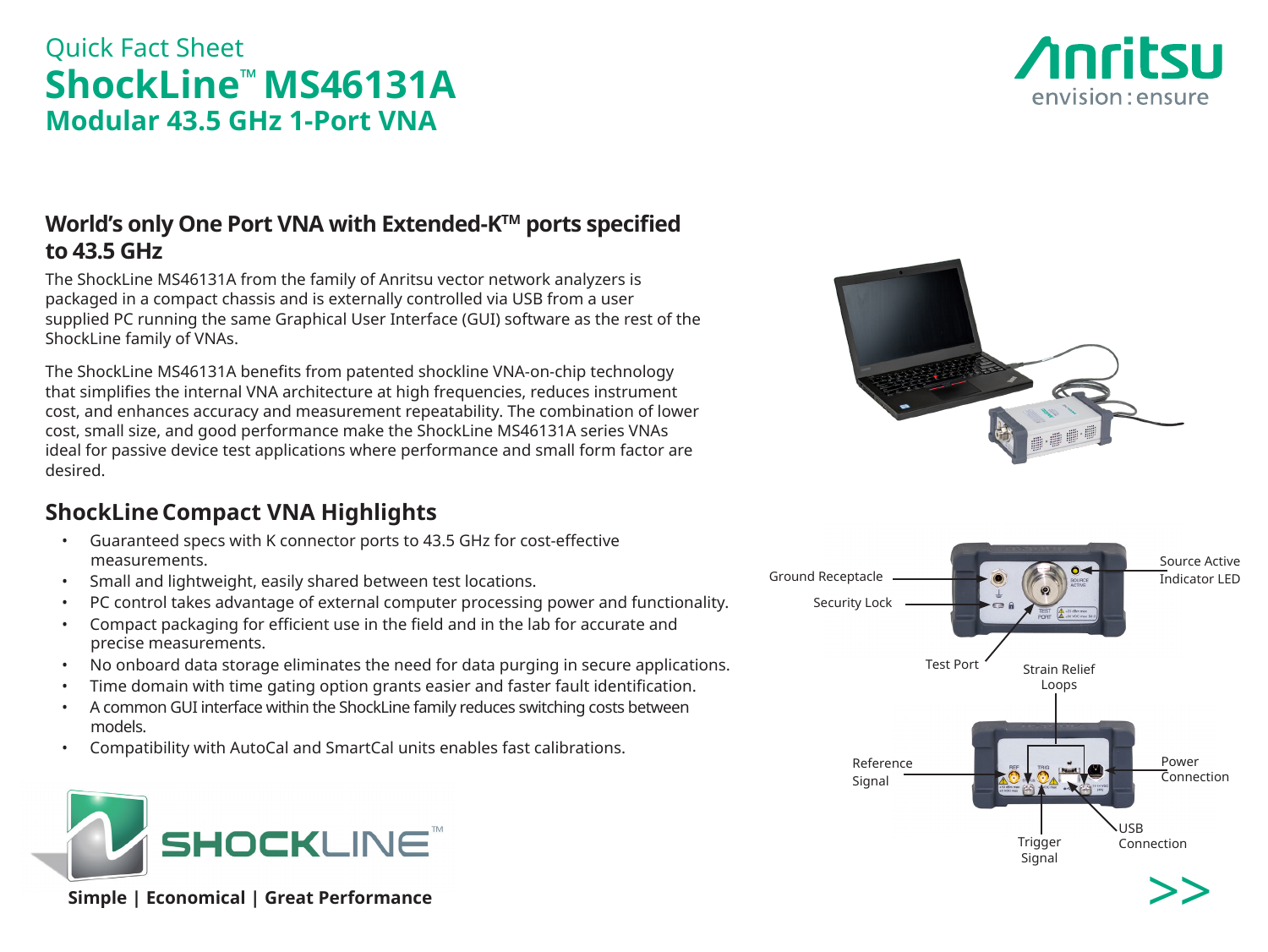Quick Fact Sheet

# ShockLine™ MS46131A

## Modular 43.5 GHz 1-Port VNA

### World's only One Port VNA with Extended-K™ ports specified to 43.5 GHz

The ShockLine MS46131A from the family of Anritsu vector network analyzers is packaged in a compact chassis and is externally controlled via USB from a user supplied PC running the same Graphical User Interface (GUI) software as the rest of the ShockLine family of VNAs.

The ShockLine MS46131A benefits from patented shockline VNA-on-chip technology that simplifies the internal VNA architecture at high frequencies, reduces instrument cost, and enhances accuracy and measurement repeatability. The combination of lower cost, small size, and good performance make the ShockLine MS46131A series VNAs ideal for passive device test applications where performance and small form factor are desired.

### ShockLine Compact VNA Highlights

- Guaranteed specs with K connector ports to 43.5 GHz for cost-effective measurements.
- Small and lightweight, easily shared between test locations.
- PC control takes advantage of external computer processing power and functionality.
- Compact packaging for efficient use in the field and in the lab for accurate and precise measurements.
- No onboard data storage eliminates the need for data purging in secure applications.
- Time domain with time gating option grants easier and faster fault identification.
- A common GUI interface within the ShockLine family reduces switching costs between models.
- Compatibility with AutoCal and SmartCal units enables fast calibrations.

Ground Receptacle
Security Lock
Test Port
Source Active Indicator LED
Strain Relief Loops
Reference Signal
Trigger Signal
USB Connection
Power Connection

**Simple | Economical | Great Performance**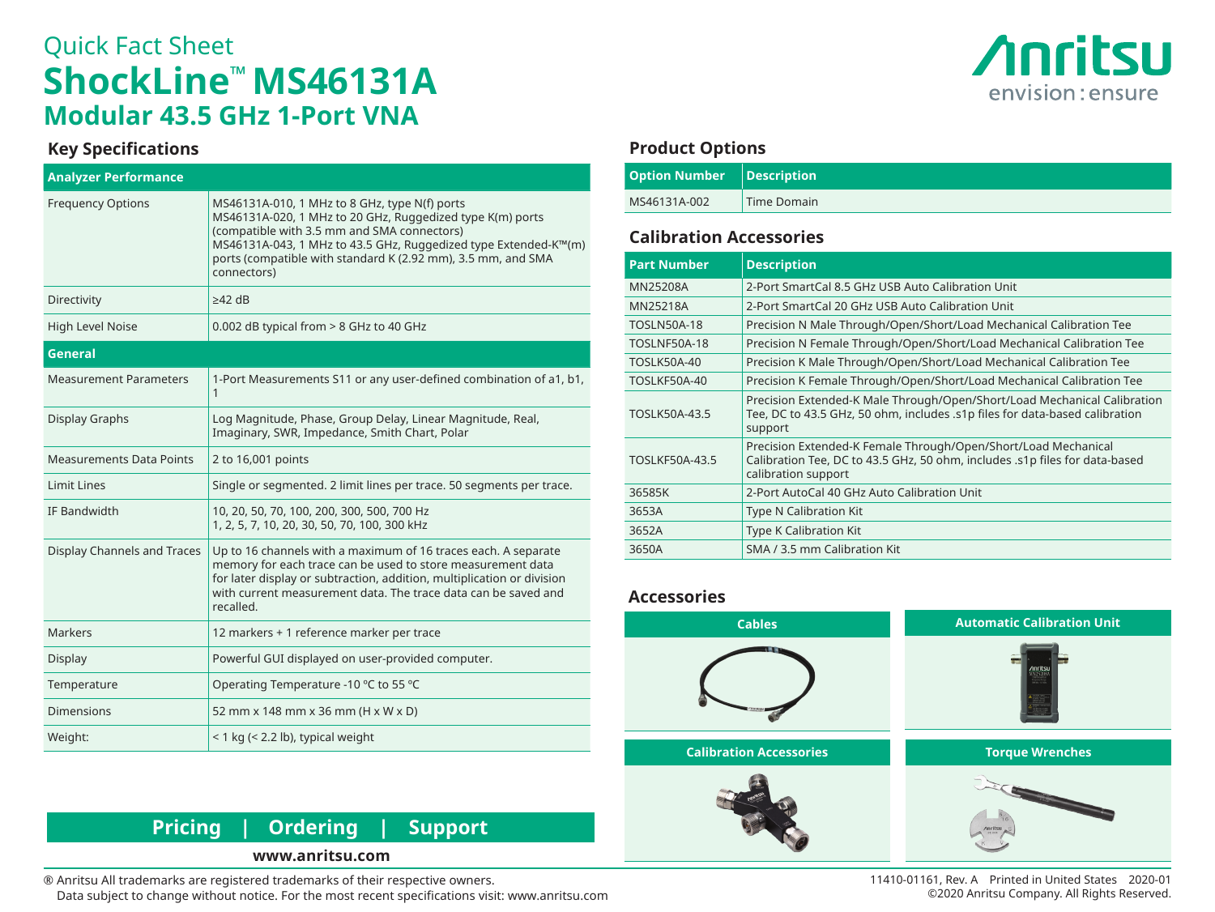Quick Fact Sheet

# ShockLine™ MS46131A

## Modular 43.5 GHz 1-Port VNA

### Key Specifications

| Analyzer Performance | |
|---|---|
| Frequency Options | MS46131A-010, 1 MHz to 8 GHz, type N(f) ports<br>MS46131A-020, 1 MHz to 20 GHz, Ruggedized type K(m) ports (compatible with 3.5 mm and SMA connectors)<br>MS46131A-043, 1 MHz to 43.5 GHz, Ruggedized type Extended-K™(m) ports (compatible with standard K (2.92 mm), 3.5 mm, and SMA connectors) |
| Directivity | ≥42 dB |
| High Level Noise | 0.002 dB typical from > 8 GHz to 40 GHz |
| **General** | |
| Measurement Parameters | 1-Port Measurements S11 or any user-defined combination of a1, b1, 1 |
| Display Graphs | Log Magnitude, Phase, Group Delay, Linear Magnitude, Real, Imaginary, SWR, Impedance, Smith Chart, Polar |
| Measurements Data Points | 2 to 16,001 points |
| Limit Lines | Single or segmented. 2 limit lines per trace. 50 segments per trace. |
| IF Bandwidth | 10, 20, 50, 70, 100, 200, 300, 500, 700 Hz<br>1, 2, 5, 7, 10, 20, 30, 50, 70, 100, 300 kHz |
| Display Channels and Traces | Up to 16 channels with a maximum of 16 traces each. A separate memory for each trace can be used to store measurement data for later display or subtraction, addition, multiplication or division with current measurement data. The trace data can be saved and recalled. |
| Markers | 12 markers + 1 reference marker per trace |
| Display | Powerful GUI displayed on user-provided computer. |
| Temperature | Operating Temperature -10 ºC to 55 ºC |
| Dimensions | 52 mm x 148 mm x 36 mm (H x W x D) |
| Weight: | < 1 kg (< 2.2 lb), typical weight |

### Product Options

| Option Number | Description |
|---|---|
| MS46131A-002 | Time Domain |

### Calibration Accessories

| Part Number | Description |
|---|---|
| MN25208A | 2-Port SmartCal 8.5 GHz USB Auto Calibration Unit |
| MN25218A | 2-Port SmartCal 20 GHz USB Auto Calibration Unit |
| TOSLN50A-18 | Precision N Male Through/Open/Short/Load Mechanical Calibration Tee |
| TOSLNF50A-18 | Precision N Female Through/Open/Short/Load Mechanical Calibration Tee |
| TOSLK50A-40 | Precision K Male Through/Open/Short/Load Mechanical Calibration Tee |
| TOSLKF50A-40 | Precision K Female Through/Open/Short/Load Mechanical Calibration Tee |
| TOSLK50A-43.5 | Precision Extended-K Male Through/Open/Short/Load Mechanical Calibration Tee, DC to 43.5 GHz, 50 ohm, includes .s1p files for data-based calibration support |
| TOSLKF50A-43.5 | Precision Extended-K Female Through/Open/Short/Load Mechanical Calibration Tee, DC to 43.5 GHz, 50 ohm, includes .s1p files for data-based calibration support |
| 36585K | 2-Port AutoCal 40 GHz Auto Calibration Unit |
| 3653A | Type N Calibration Kit |
| 3652A | Type K Calibration Kit |
| 3650A | SMA / 3.5 mm Calibration Kit |

### Accessories

Cables

Automatic Calibration Unit

Calibration Accessories

Torque Wrenches

**Pricing | Ordering | Support**

**www.anritsu.com**

® Anritsu All trademarks are registered trademarks of their respective owners.
Data subject to change without notice. For the most recent specifications visit: www.anritsu.com

11410-01161, Rev. A Printed in United States 2020-01
©2020 Anritsu Company. All Rights Reserved.